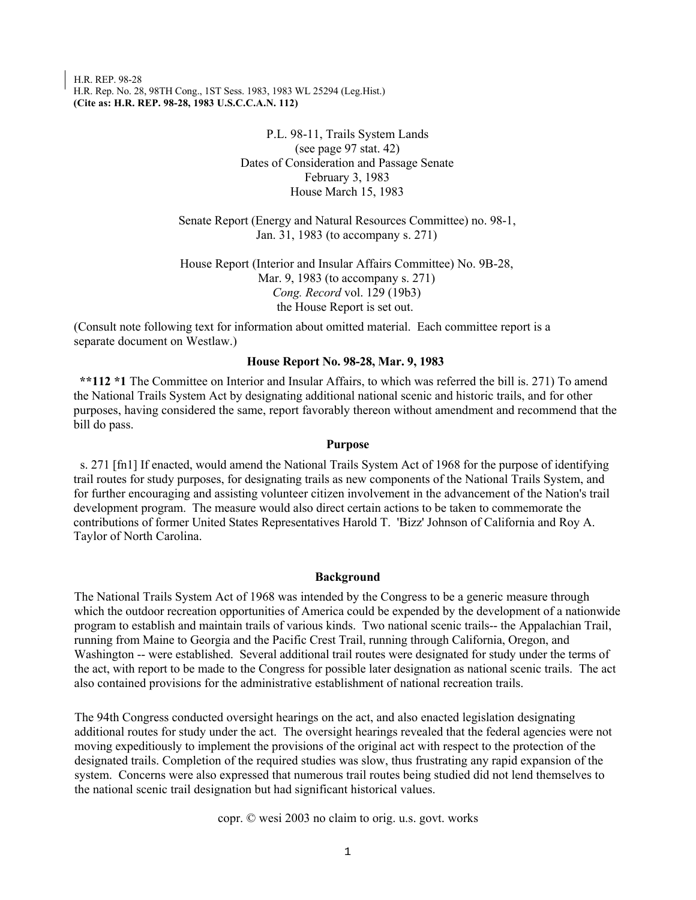H.R. REP. 98-28
H.R. Rep. No. 28, 98TH Cong., 1ST Sess. 1983, 1983 WL 25294 (Leg.Hist.)
**(Cite as: H.R. REP. 98-28, 1983 U.S.C.C.A.N. 112)**

P.L. 98-11, Trails System Lands
(see page 97 stat. 42)
Dates of Consideration and Passage Senate
February 3, 1983
House March 15, 1983

Senate Report (Energy and Natural Resources Committee) no. 98-1,
Jan. 31, 1983 (to accompany s. 271)

House Report (Interior and Insular Affairs Committee) No. 9B-28,
Mar. 9, 1983 (to accompany s. 271)
*Cong. Record* vol. 129 (19b3)
the House Report is set out.

(Consult note following text for information about omitted material. Each committee report is a separate document on Westlaw.)

**House Report No. 98-28, Mar. 9, 1983**

**\*\*112 \*1** The Committee on Interior and Insular Affairs, to which was referred the bill is. 271) To amend the National Trails System Act by designating additional national scenic and historic trails, and for other purposes, having considered the same, report favorably thereon without amendment and recommend that the bill do pass.

**Purpose**

s. 271 [fn1] If enacted, would amend the National Trails System Act of 1968 for the purpose of identifying trail routes for study purposes, for designating trails as new components of the National Trails System, and for further encouraging and assisting volunteer citizen involvement in the advancement of the Nation's trail development program. The measure would also direct certain actions to be taken to commemorate the contributions of former United States Representatives Harold T. 'Bizz' Johnson of California and Roy A. Taylor of North Carolina.

**Background**

The National Trails System Act of 1968 was intended by the Congress to be a generic measure through which the outdoor recreation opportunities of America could be expended by the development of a nationwide program to establish and maintain trails of various kinds. Two national scenic trails-- the Appalachian Trail, running from Maine to Georgia and the Pacific Crest Trail, running through California, Oregon, and Washington -- were established. Several additional trail routes were designated for study under the terms of the act, with report to be made to the Congress for possible later designation as national scenic trails. The act also contained provisions for the administrative establishment of national recreation trails.

The 94th Congress conducted oversight hearings on the act, and also enacted legislation designating additional routes for study under the act. The oversight hearings revealed that the federal agencies were not moving expeditiously to implement the provisions of the original act with respect to the protection of the designated trails. Completion of the required studies was slow, thus frustrating any rapid expansion of the system. Concerns were also expressed that numerous trail routes being studied did not lend themselves to the national scenic trail designation but had significant historical values.

copr. © wesi 2003 no claim to orig. u.s. govt. works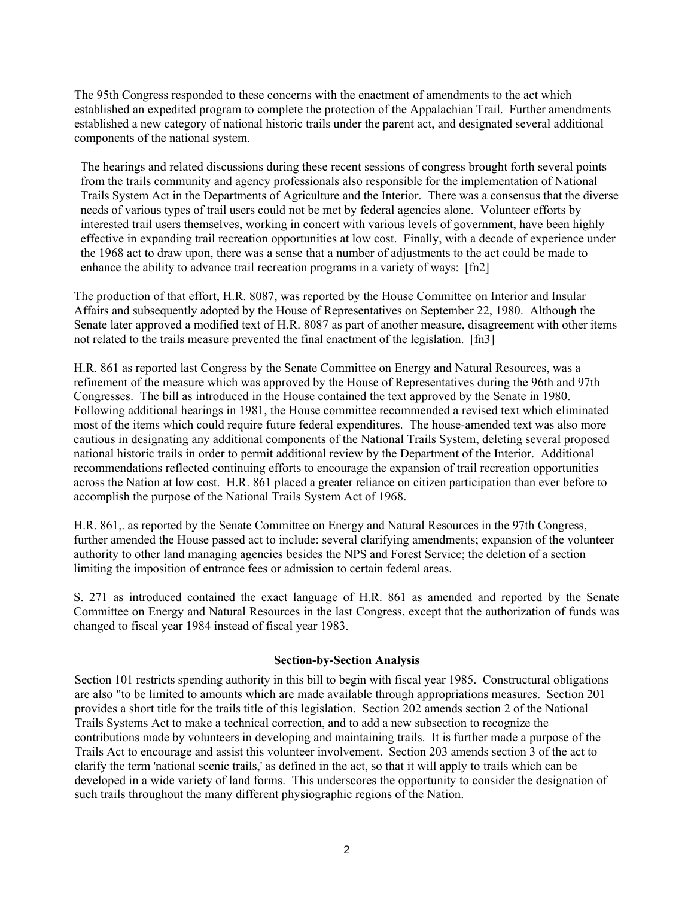The 95th Congress responded to these concerns with the enactment of amendments to the act which established an expedited program to complete the protection of the Appalachian Trail. Further amendments established a new category of national historic trails under the parent act, and designated several additional components of the national system.

The hearings and related discussions during these recent sessions of congress brought forth several points from the trails community and agency professionals also responsible for the implementation of National Trails System Act in the Departments of Agriculture and the Interior. There was a consensus that the diverse needs of various types of trail users could not be met by federal agencies alone. Volunteer efforts by interested trail users themselves, working in concert with various levels of government, have been highly effective in expanding trail recreation opportunities at low cost. Finally, with a decade of experience under the 1968 act to draw upon, there was a sense that a number of adjustments to the act could be made to enhance the ability to advance trail recreation programs in a variety of ways: [fn2]

The production of that effort, H.R. 8087, was reported by the House Committee on Interior and Insular Affairs and subsequently adopted by the House of Representatives on September 22, 1980. Although the Senate later approved a modified text of H.R. 8087 as part of another measure, disagreement with other items not related to the trails measure prevented the final enactment of the legislation. [fn3]

H.R. 861 as reported last Congress by the Senate Committee on Energy and Natural Resources, was a refinement of the measure which was approved by the House of Representatives during the 96th and 97th Congresses. The bill as introduced in the House contained the text approved by the Senate in 1980. Following additional hearings in 1981, the House committee recommended a revised text which eliminated most of the items which could require future federal expenditures. The house-amended text was also more cautious in designating any additional components of the National Trails System, deleting several proposed national historic trails in order to permit additional review by the Department of the Interior. Additional recommendations reflected continuing efforts to encourage the expansion of trail recreation opportunities across the Nation at low cost. H.R. 861 placed a greater reliance on citizen participation than ever before to accomplish the purpose of the National Trails System Act of 1968.

H.R. 861,. as reported by the Senate Committee on Energy and Natural Resources in the 97th Congress, further amended the House passed act to include: several clarifying amendments; expansion of the volunteer authority to other land managing agencies besides the NPS and Forest Service; the deletion of a section limiting the imposition of entrance fees or admission to certain federal areas.

S. 271 as introduced contained the exact language of H.R. 861 as amended and reported by the Senate Committee on Energy and Natural Resources in the last Congress, except that the authorization of funds was changed to fiscal year 1984 instead of fiscal year 1983.

**Section-by-Section Analysis**

Section 101 restricts spending authority in this bill to begin with fiscal year 1985. Constructural obligations are also "to be limited to amounts which are made available through appropriations measures. Section 201 provides a short title for the trails title of this legislation. Section 202 amends section 2 of the National Trails Systems Act to make a technical correction, and to add a new subsection to recognize the contributions made by volunteers in developing and maintaining trails. It is further made a purpose of the Trails Act to encourage and assist this volunteer involvement. Section 203 amends section 3 of the act to clarify the term 'national scenic trails,' as defined in the act, so that it will apply to trails which can be developed in a wide variety of land forms. This underscores the opportunity to consider the designation of such trails throughout the many different physiographic regions of the Nation.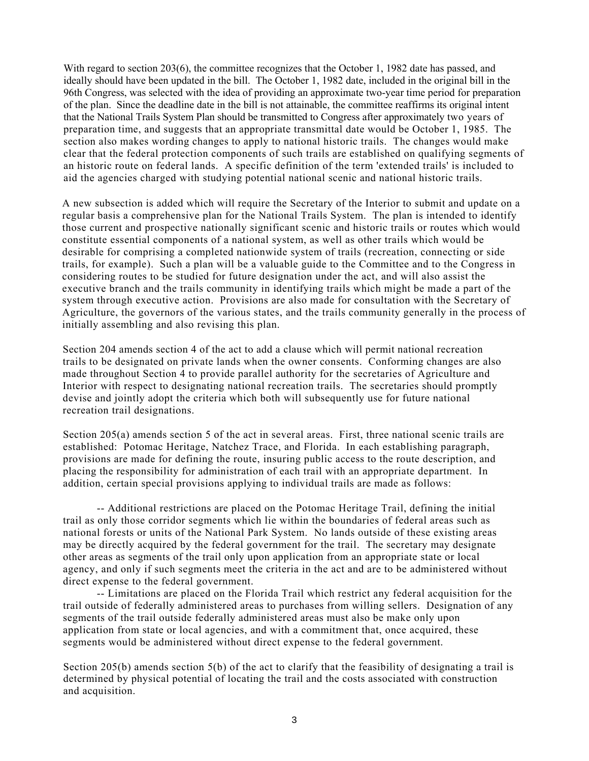With regard to section 203(6), the committee recognizes that the October 1, 1982 date has passed, and ideally should have been updated in the bill. The October 1, 1982 date, included in the original bill in the 96th Congress, was selected with the idea of providing an approximate two-year time period for preparation of the plan. Since the deadline date in the bill is not attainable, the committee reaffirms its original intent that the National Trails System Plan should be transmitted to Congress after approximately two years of preparation time, and suggests that an appropriate transmittal date would be October 1, 1985. The section also makes wording changes to apply to national historic trails. The changes would make clear that the federal protection components of such trails are established on qualifying segments of an historic route on federal lands. A specific definition of the term 'extended trails' is included to aid the agencies charged with studying potential national scenic and national historic trails.

A new subsection is added which will require the Secretary of the Interior to submit and update on a regular basis a comprehensive plan for the National Trails System. The plan is intended to identify those current and prospective nationally significant scenic and historic trails or routes which would constitute essential components of a national system, as well as other trails which would be desirable for comprising a completed nationwide system of trails (recreation, connecting or side trails, for example). Such a plan will be a valuable guide to the Committee and to the Congress in considering routes to be studied for future designation under the act, and will also assist the executive branch and the trails community in identifying trails which might be made a part of the system through executive action. Provisions are also made for consultation with the Secretary of Agriculture, the governors of the various states, and the trails community generally in the process of initially assembling and also revising this plan.

Section 204 amends section 4 of the act to add a clause which will permit national recreation trails to be designated on private lands when the owner consents. Conforming changes are also made throughout Section 4 to provide parallel authority for the secretaries of Agriculture and Interior with respect to designating national recreation trails. The secretaries should promptly devise and jointly adopt the criteria which both will subsequently use for future national recreation trail designations.

Section 205(a) amends section 5 of the act in several areas. First, three national scenic trails are established: Potomac Heritage, Natchez Trace, and Florida. In each establishing paragraph, provisions are made for defining the route, insuring public access to the route description, and placing the responsibility for administration of each trail with an appropriate department. In addition, certain special provisions applying to individual trails are made as follows:

-- Additional restrictions are placed on the Potomac Heritage Trail, defining the initial trail as only those corridor segments which lie within the boundaries of federal areas such as national forests or units of the National Park System. No lands outside of these existing areas may be directly acquired by the federal government for the trail. The secretary may designate other areas as segments of the trail only upon application from an appropriate state or local agency, and only if such segments meet the criteria in the act and are to be administered without direct expense to the federal government.

-- Limitations are placed on the Florida Trail which restrict any federal acquisition for the trail outside of federally administered areas to purchases from willing sellers. Designation of any segments of the trail outside federally administered areas must also be make only upon application from state or local agencies, and with a commitment that, once acquired, these segments would be administered without direct expense to the federal government.

Section 205(b) amends section 5(b) of the act to clarify that the feasibility of designating a trail is determined by physical potential of locating the trail and the costs associated with construction and acquisition.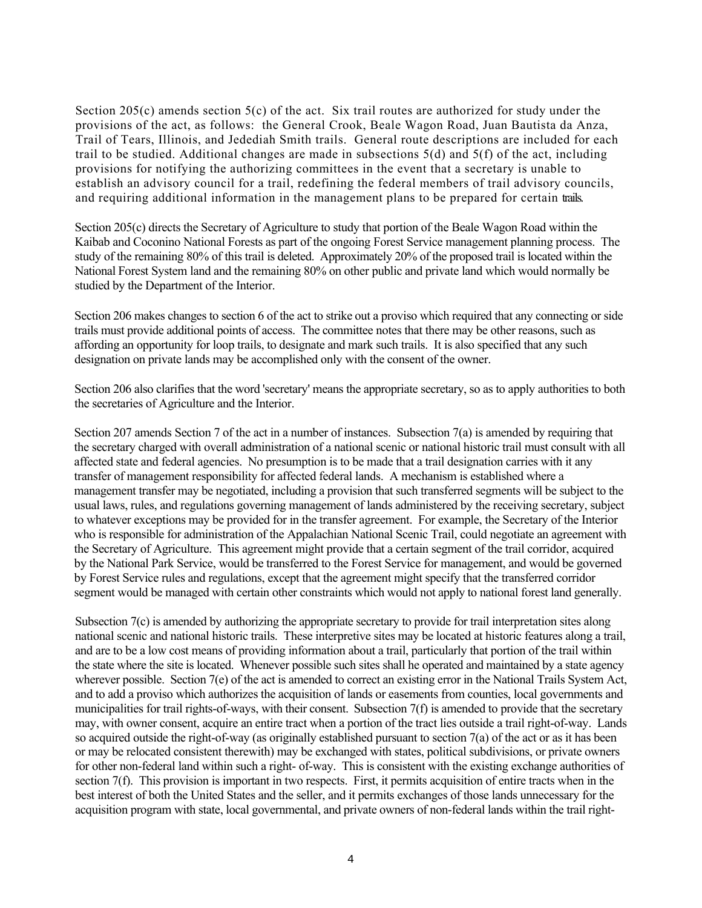Section 205(c) amends section 5(c) of the act. Six trail routes are authorized for study under the provisions of the act, as follows: the General Crook, Beale Wagon Road, Juan Bautista da Anza, Trail of Tears, Illinois, and Jedediah Smith trails. General route descriptions are included for each trail to be studied. Additional changes are made in subsections 5(d) and 5(f) of the act, including provisions for notifying the authorizing committees in the event that a secretary is unable to establish an advisory council for a trail, redefining the federal members of trail advisory councils, and requiring additional information in the management plans to be prepared for certain trails.

Section 205(c) directs the Secretary of Agriculture to study that portion of the Beale Wagon Road within the Kaibab and Coconino National Forests as part of the ongoing Forest Service management planning process. The study of the remaining 80% of this trail is deleted. Approximately 20% of the proposed trail is located within the National Forest System land and the remaining 80% on other public and private land which would normally be studied by the Department of the Interior.

Section 206 makes changes to section 6 of the act to strike out a proviso which required that any connecting or side trails must provide additional points of access. The committee notes that there may be other reasons, such as affording an opportunity for loop trails, to designate and mark such trails. It is also specified that any such designation on private lands may be accomplished only with the consent of the owner.

Section 206 also clarifies that the word 'secretary' means the appropriate secretary, so as to apply authorities to both the secretaries of Agriculture and the Interior.

Section 207 amends Section 7 of the act in a number of instances. Subsection 7(a) is amended by requiring that the secretary charged with overall administration of a national scenic or national historic trail must consult with all affected state and federal agencies. No presumption is to be made that a trail designation carries with it any transfer of management responsibility for affected federal lands. A mechanism is established where a management transfer may be negotiated, including a provision that such transferred segments will be subject to the usual laws, rules, and regulations governing management of lands administered by the receiving secretary, subject to whatever exceptions may be provided for in the transfer agreement. For example, the Secretary of the Interior who is responsible for administration of the Appalachian National Scenic Trail, could negotiate an agreement with the Secretary of Agriculture. This agreement might provide that a certain segment of the trail corridor, acquired by the National Park Service, would be transferred to the Forest Service for management, and would be governed by Forest Service rules and regulations, except that the agreement might specify that the transferred corridor segment would be managed with certain other constraints which would not apply to national forest land generally.

Subsection 7(c) is amended by authorizing the appropriate secretary to provide for trail interpretation sites along national scenic and national historic trails. These interpretive sites may be located at historic features along a trail, and are to be a low cost means of providing information about a trail, particularly that portion of the trail within the state where the site is located. Whenever possible such sites shall he operated and maintained by a state agency wherever possible. Section 7(e) of the act is amended to correct an existing error in the National Trails System Act, and to add a proviso which authorizes the acquisition of lands or easements from counties, local governments and municipalities for trail rights-of-ways, with their consent. Subsection 7(f) is amended to provide that the secretary may, with owner consent, acquire an entire tract when a portion of the tract lies outside a trail right-of-way. Lands so acquired outside the right-of-way (as originally established pursuant to section 7(a) of the act or as it has been or may be relocated consistent therewith) may be exchanged with states, political subdivisions, or private owners for other non-federal land within such a right- of-way. This is consistent with the existing exchange authorities of section 7(f). This provision is important in two respects. First, it permits acquisition of entire tracts when in the best interest of both the United States and the seller, and it permits exchanges of those lands unnecessary for the acquisition program with state, local governmental, and private owners of non-federal lands within the trail right-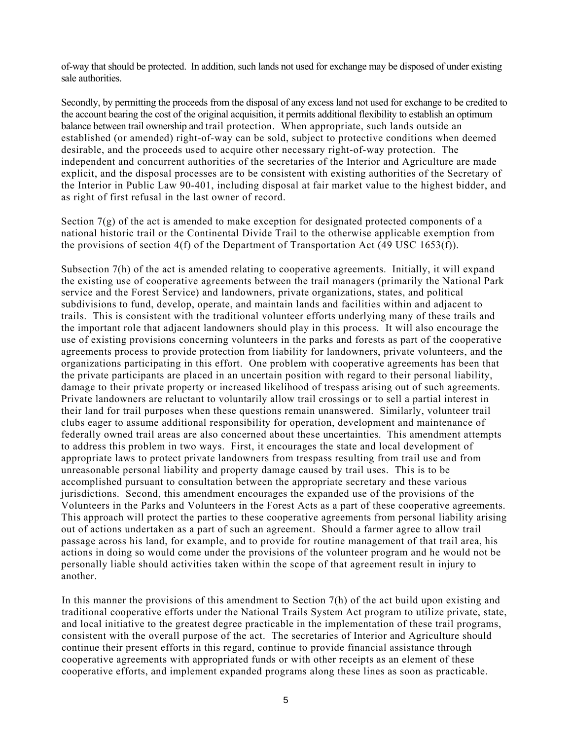of-way that should be protected. In addition, such lands not used for exchange may be disposed of under existing sale authorities.

Secondly, by permitting the proceeds from the disposal of any excess land not used for exchange to be credited to the account bearing the cost of the original acquisition, it permits additional flexibility to establish an optimum balance between trail ownership and trail protection. When appropriate, such lands outside an established (or amended) right-of-way can be sold, subject to protective conditions when deemed desirable, and the proceeds used to acquire other necessary right-of-way protection. The independent and concurrent authorities of the secretaries of the Interior and Agriculture are made explicit, and the disposal processes are to be consistent with existing authorities of the Secretary of the Interior in Public Law 90-401, including disposal at fair market value to the highest bidder, and as right of first refusal in the last owner of record.

Section 7(g) of the act is amended to make exception for designated protected components of a national historic trail or the Continental Divide Trail to the otherwise applicable exemption from the provisions of section 4(f) of the Department of Transportation Act (49 USC 1653(f)).

Subsection 7(h) of the act is amended relating to cooperative agreements. Initially, it will expand the existing use of cooperative agreements between the trail managers (primarily the National Park service and the Forest Service) and landowners, private organizations, states, and political subdivisions to fund, develop, operate, and maintain lands and facilities within and adjacent to trails. This is consistent with the traditional volunteer efforts underlying many of these trails and the important role that adjacent landowners should play in this process. It will also encourage the use of existing provisions concerning volunteers in the parks and forests as part of the cooperative agreements process to provide protection from liability for landowners, private volunteers, and the organizations participating in this effort. One problem with cooperative agreements has been that the private participants are placed in an uncertain position with regard to their personal liability, damage to their private property or increased likelihood of trespass arising out of such agreements. Private landowners are reluctant to voluntarily allow trail crossings or to sell a partial interest in their land for trail purposes when these questions remain unanswered. Similarly, volunteer trail clubs eager to assume additional responsibility for operation, development and maintenance of federally owned trail areas are also concerned about these uncertainties. This amendment attempts to address this problem in two ways. First, it encourages the state and local development of appropriate laws to protect private landowners from trespass resulting from trail use and from unreasonable personal liability and property damage caused by trail uses. This is to be accomplished pursuant to consultation between the appropriate secretary and these various jurisdictions. Second, this amendment encourages the expanded use of the provisions of the Volunteers in the Parks and Volunteers in the Forest Acts as a part of these cooperative agreements. This approach will protect the parties to these cooperative agreements from personal liability arising out of actions undertaken as a part of such an agreement. Should a farmer agree to allow trail passage across his land, for example, and to provide for routine management of that trail area, his actions in doing so would come under the provisions of the volunteer program and he would not be personally liable should activities taken within the scope of that agreement result in injury to another.

In this manner the provisions of this amendment to Section 7(h) of the act build upon existing and traditional cooperative efforts under the National Trails System Act program to utilize private, state, and local initiative to the greatest degree practicable in the implementation of these trail programs, consistent with the overall purpose of the act. The secretaries of Interior and Agriculture should continue their present efforts in this regard, continue to provide financial assistance through cooperative agreements with appropriated funds or with other receipts as an element of these cooperative efforts, and implement expanded programs along these lines as soon as practicable.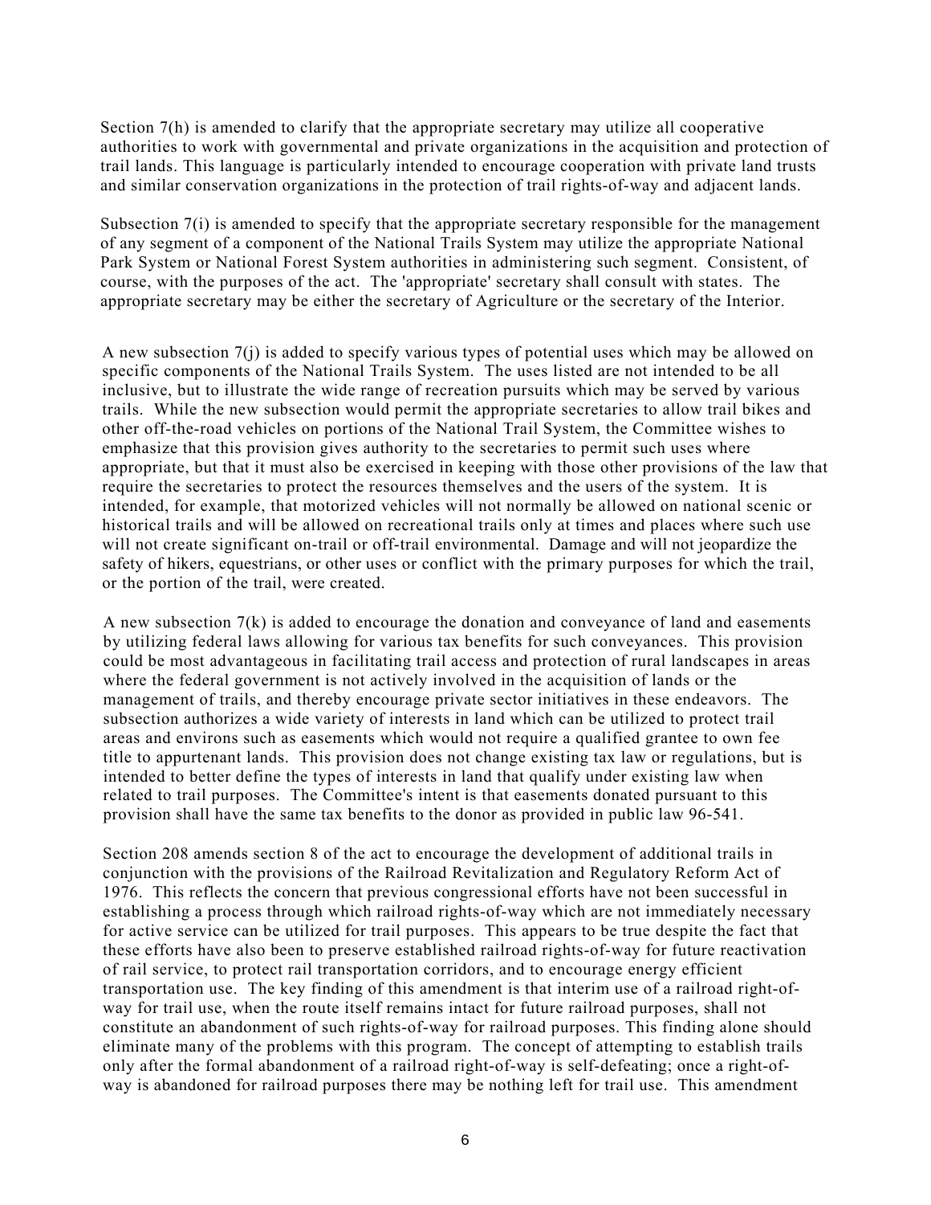Section 7(h) is amended to clarify that the appropriate secretary may utilize all cooperative authorities to work with governmental and private organizations in the acquisition and protection of trail lands. This language is particularly intended to encourage cooperation with private land trusts and similar conservation organizations in the protection of trail rights-of-way and adjacent lands.

Subsection 7(i) is amended to specify that the appropriate secretary responsible for the management of any segment of a component of the National Trails System may utilize the appropriate National Park System or National Forest System authorities in administering such segment. Consistent, of course, with the purposes of the act. The 'appropriate' secretary shall consult with states. The appropriate secretary may be either the secretary of Agriculture or the secretary of the Interior.

A new subsection 7(j) is added to specify various types of potential uses which may be allowed on specific components of the National Trails System. The uses listed are not intended to be all inclusive, but to illustrate the wide range of recreation pursuits which may be served by various trails. While the new subsection would permit the appropriate secretaries to allow trail bikes and other off-the-road vehicles on portions of the National Trail System, the Committee wishes to emphasize that this provision gives authority to the secretaries to permit such uses where appropriate, but that it must also be exercised in keeping with those other provisions of the law that require the secretaries to protect the resources themselves and the users of the system. It is intended, for example, that motorized vehicles will not normally be allowed on national scenic or historical trails and will be allowed on recreational trails only at times and places where such use will not create significant on-trail or off-trail environmental. Damage and will not jeopardize the safety of hikers, equestrians, or other uses or conflict with the primary purposes for which the trail, or the portion of the trail, were created.

A new subsection 7(k) is added to encourage the donation and conveyance of land and easements by utilizing federal laws allowing for various tax benefits for such conveyances. This provision could be most advantageous in facilitating trail access and protection of rural landscapes in areas where the federal government is not actively involved in the acquisition of lands or the management of trails, and thereby encourage private sector initiatives in these endeavors. The subsection authorizes a wide variety of interests in land which can be utilized to protect trail areas and environs such as easements which would not require a qualified grantee to own fee title to appurtenant lands. This provision does not change existing tax law or regulations, but is intended to better define the types of interests in land that qualify under existing law when related to trail purposes. The Committee's intent is that easements donated pursuant to this provision shall have the same tax benefits to the donor as provided in public law 96-541.

Section 208 amends section 8 of the act to encourage the development of additional trails in conjunction with the provisions of the Railroad Revitalization and Regulatory Reform Act of 1976. This reflects the concern that previous congressional efforts have not been successful in establishing a process through which railroad rights-of-way which are not immediately necessary for active service can be utilized for trail purposes. This appears to be true despite the fact that these efforts have also been to preserve established railroad rights-of-way for future reactivation of rail service, to protect rail transportation corridors, and to encourage energy efficient transportation use. The key finding of this amendment is that interim use of a railroad right-of-way for trail use, when the route itself remains intact for future railroad purposes, shall not constitute an abandonment of such rights-of-way for railroad purposes. This finding alone should eliminate many of the problems with this program. The concept of attempting to establish trails only after the formal abandonment of a railroad right-of-way is self-defeating; once a right-of-way is abandoned for railroad purposes there may be nothing left for trail use. This amendment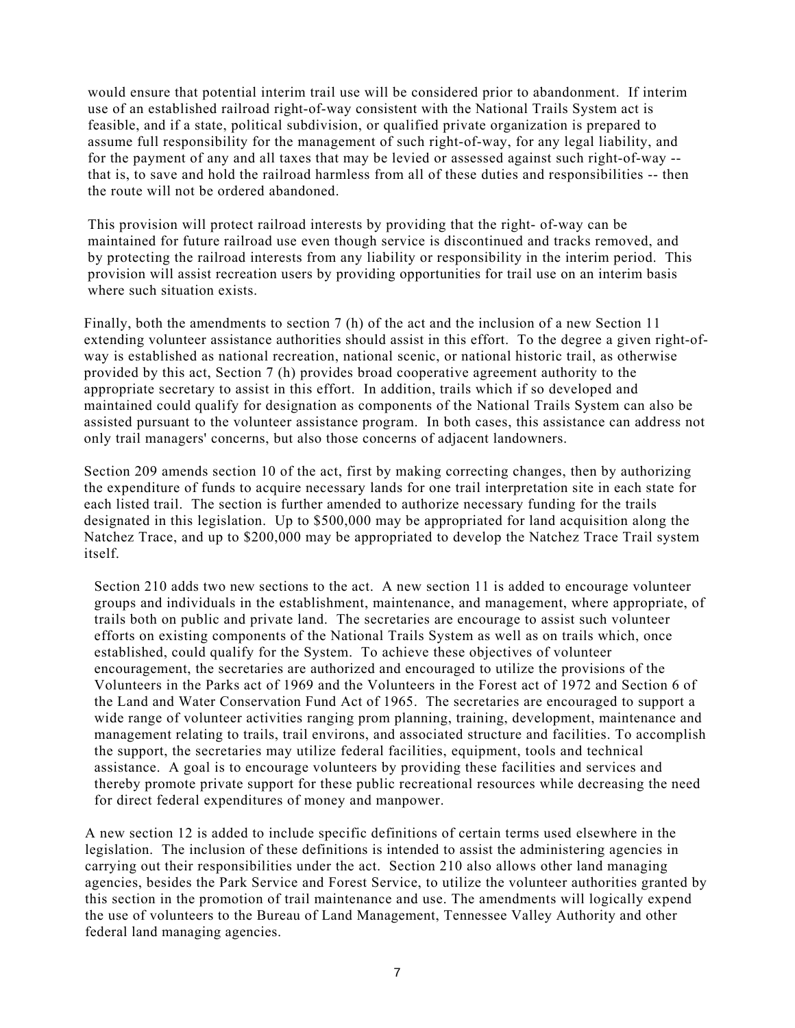would ensure that potential interim trail use will be considered prior to abandonment. If interim use of an established railroad right-of-way consistent with the National Trails System act is feasible, and if a state, political subdivision, or qualified private organization is prepared to assume full responsibility for the management of such right-of-way, for any legal liability, and for the payment of any and all taxes that may be levied or assessed against such right-of-way -- that is, to save and hold the railroad harmless from all of these duties and responsibilities -- then the route will not be ordered abandoned.

This provision will protect railroad interests by providing that the right- of-way can be maintained for future railroad use even though service is discontinued and tracks removed, and by protecting the railroad interests from any liability or responsibility in the interim period. This provision will assist recreation users by providing opportunities for trail use on an interim basis where such situation exists.

Finally, both the amendments to section 7 (h) of the act and the inclusion of a new Section 11 extending volunteer assistance authorities should assist in this effort. To the degree a given right-of-way is established as national recreation, national scenic, or national historic trail, as otherwise provided by this act, Section 7 (h) provides broad cooperative agreement authority to the appropriate secretary to assist in this effort. In addition, trails which if so developed and maintained could qualify for designation as components of the National Trails System can also be assisted pursuant to the volunteer assistance program. In both cases, this assistance can address not only trail managers' concerns, but also those concerns of adjacent landowners.

Section 209 amends section 10 of the act, first by making correcting changes, then by authorizing the expenditure of funds to acquire necessary lands for one trail interpretation site in each state for each listed trail. The section is further amended to authorize necessary funding for the trails designated in this legislation. Up to $500,000 may be appropriated for land acquisition along the Natchez Trace, and up to $200,000 may be appropriated to develop the Natchez Trace Trail system itself.

Section 210 adds two new sections to the act. A new section 11 is added to encourage volunteer groups and individuals in the establishment, maintenance, and management, where appropriate, of trails both on public and private land. The secretaries are encourage to assist such volunteer efforts on existing components of the National Trails System as well as on trails which, once established, could qualify for the System. To achieve these objectives of volunteer encouragement, the secretaries are authorized and encouraged to utilize the provisions of the Volunteers in the Parks act of 1969 and the Volunteers in the Forest act of 1972 and Section 6 of the Land and Water Conservation Fund Act of 1965. The secretaries are encouraged to support a wide range of volunteer activities ranging prom planning, training, development, maintenance and management relating to trails, trail environs, and associated structure and facilities. To accomplish the support, the secretaries may utilize federal facilities, equipment, tools and technical assistance. A goal is to encourage volunteers by providing these facilities and services and thereby promote private support for these public recreational resources while decreasing the need for direct federal expenditures of money and manpower.

A new section 12 is added to include specific definitions of certain terms used elsewhere in the legislation. The inclusion of these definitions is intended to assist the administering agencies in carrying out their responsibilities under the act. Section 210 also allows other land managing agencies, besides the Park Service and Forest Service, to utilize the volunteer authorities granted by this section in the promotion of trail maintenance and use. The amendments will logically expend the use of volunteers to the Bureau of Land Management, Tennessee Valley Authority and other federal land managing agencies.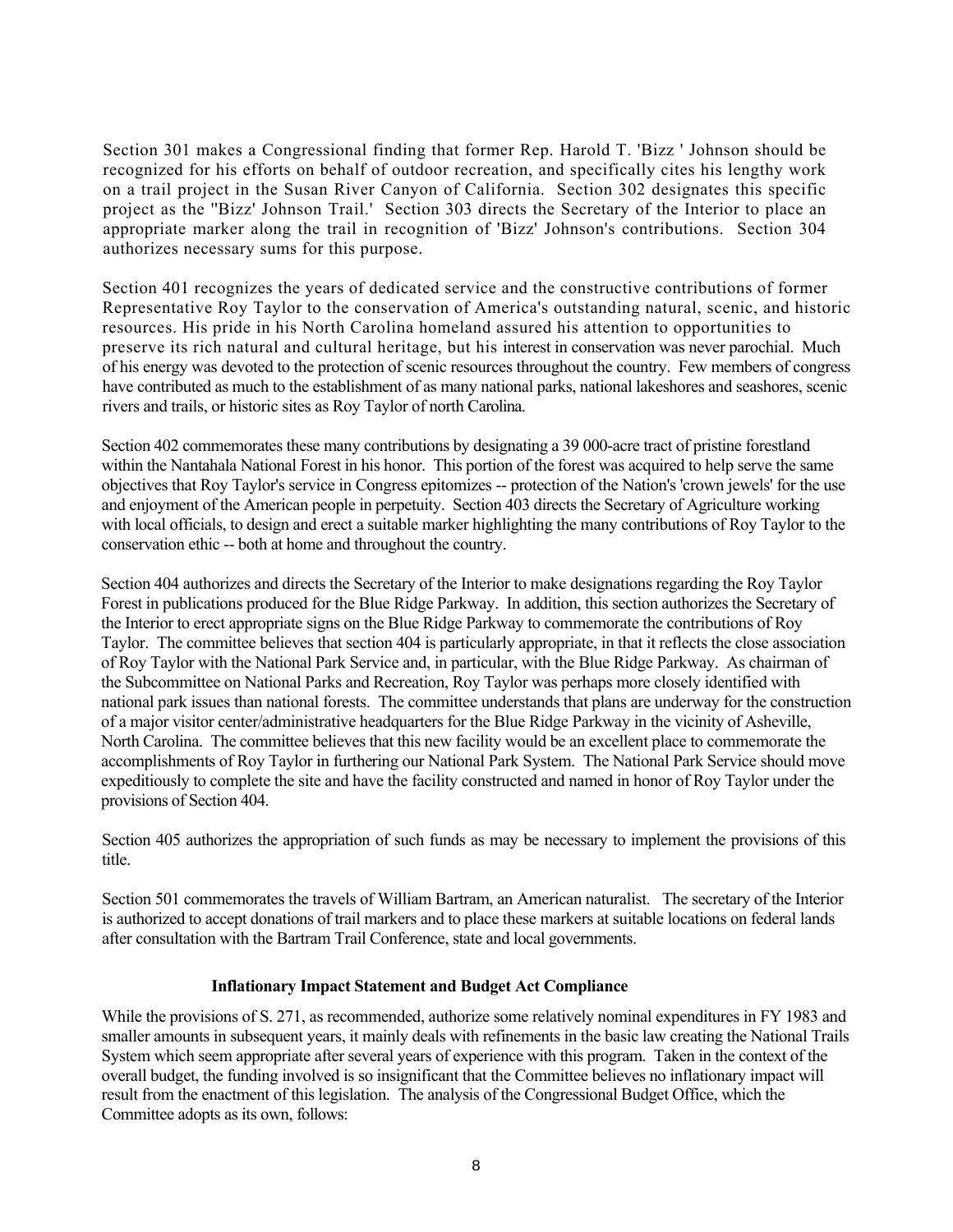Section 301 makes a Congressional finding that former Rep. Harold T. 'Bizz ' Johnson should be recognized for his efforts on behalf of outdoor recreation, and specifically cites his lengthy work on a trail project in the Susan River Canyon of California. Section 302 designates this specific project as the ''Bizz' Johnson Trail.' Section 303 directs the Secretary of the Interior to place an appropriate marker along the trail in recognition of 'Bizz' Johnson's contributions. Section 304 authorizes necessary sums for this purpose.

Section 401 recognizes the years of dedicated service and the constructive contributions of former Representative Roy Taylor to the conservation of America's outstanding natural, scenic, and historic resources. His pride in his North Carolina homeland assured his attention to opportunities to preserve its rich natural and cultural heritage, but his interest in conservation was never parochial. Much of his energy was devoted to the protection of scenic resources throughout the country. Few members of congress have contributed as much to the establishment of as many national parks, national lakeshores and seashores, scenic rivers and trails, or historic sites as Roy Taylor of north Carolina.

Section 402 commemorates these many contributions by designating a 39 000-acre tract of pristine forestland within the Nantahala National Forest in his honor. This portion of the forest was acquired to help serve the same objectives that Roy Taylor's service in Congress epitomizes -- protection of the Nation's 'crown jewels' for the use and enjoyment of the American people in perpetuity. Section 403 directs the Secretary of Agriculture working with local officials, to design and erect a suitable marker highlighting the many contributions of Roy Taylor to the conservation ethic -- both at home and throughout the country.

Section 404 authorizes and directs the Secretary of the Interior to make designations regarding the Roy Taylor Forest in publications produced for the Blue Ridge Parkway. In addition, this section authorizes the Secretary of the Interior to erect appropriate signs on the Blue Ridge Parkway to commemorate the contributions of Roy Taylor. The committee believes that section 404 is particularly appropriate, in that it reflects the close association of Roy Taylor with the National Park Service and, in particular, with the Blue Ridge Parkway. As chairman of the Subcommittee on National Parks and Recreation, Roy Taylor was perhaps more closely identified with national park issues than national forests. The committee understands that plans are underway for the construction of a major visitor center/administrative headquarters for the Blue Ridge Parkway in the vicinity of Asheville, North Carolina. The committee believes that this new facility would be an excellent place to commemorate the accomplishments of Roy Taylor in furthering our National Park System. The National Park Service should move expeditiously to complete the site and have the facility constructed and named in honor of Roy Taylor under the provisions of Section 404.

Section 405 authorizes the appropriation of such funds as may be necessary to implement the provisions of this title.

Section 501 commemorates the travels of William Bartram, an American naturalist. The secretary of the Interior is authorized to accept donations of trail markers and to place these markers at suitable locations on federal lands after consultation with the Bartram Trail Conference, state and local governments.

**Inflationary Impact Statement and Budget Act Compliance**

While the provisions of S. 271, as recommended, authorize some relatively nominal expenditures in FY 1983 and smaller amounts in subsequent years, it mainly deals with refinements in the basic law creating the National Trails System which seem appropriate after several years of experience with this program. Taken in the context of the overall budget, the funding involved is so insignificant that the Committee believes no inflationary impact will result from the enactment of this legislation. The analysis of the Congressional Budget Office, which the Committee adopts as its own, follows: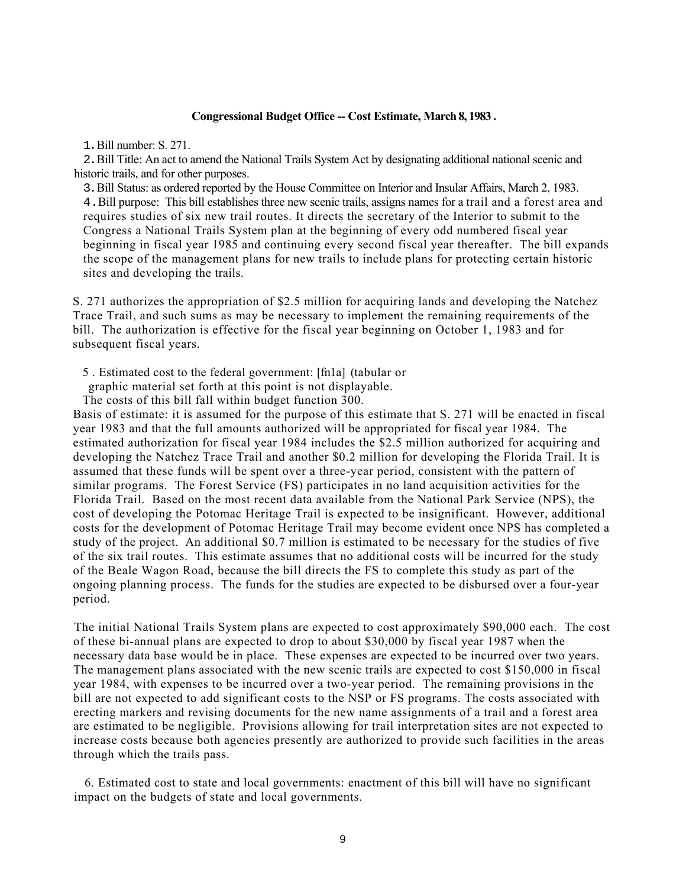**Congressional Budget Office -- Cost Estimate, March 8, 1983 .**

1. Bill number: S. 271.

2. Bill Title: An act to amend the National Trails System Act by designating additional national scenic and historic trails, and for other purposes.

3. Bill Status: as ordered reported by the House Committee on Interior and Insular Affairs, March 2, 1983.

4. Bill purpose: This bill establishes three new scenic trails, assigns names for a trail and a forest area and requires studies of six new trail routes. It directs the secretary of the Interior to submit to the Congress a National Trails System plan at the beginning of every odd numbered fiscal year beginning in fiscal year 1985 and continuing every second fiscal year thereafter. The bill expands the scope of the management plans for new trails to include plans for protecting certain historic sites and developing the trails.

S. 271 authorizes the appropriation of $2.5 million for acquiring lands and developing the Natchez Trace Trail, and such sums as may be necessary to implement the remaining requirements of the bill. The authorization is effective for the fiscal year beginning on October 1, 1983 and for subsequent fiscal years.

5 . Estimated cost to the federal government: [fn1a] (tabular or graphic material set forth at this point is not displayable.

The costs of this bill fall within budget function 300.

Basis of estimate: it is assumed for the purpose of this estimate that S. 271 will be enacted in fiscal year 1983 and that the full amounts authorized will be appropriated for fiscal year 1984. The estimated authorization for fiscal year 1984 includes the $2.5 million authorized for acquiring and developing the Natchez Trace Trail and another $0.2 million for developing the Florida Trail. It is assumed that these funds will be spent over a three-year period, consistent with the pattern of similar programs. The Forest Service (FS) participates in no land acquisition activities for the Florida Trail. Based on the most recent data available from the National Park Service (NPS), the cost of developing the Potomac Heritage Trail is expected to be insignificant. However, additional costs for the development of Potomac Heritage Trail may become evident once NPS has completed a study of the project. An additional $0.7 million is estimated to be necessary for the studies of five of the six trail routes. This estimate assumes that no additional costs will be incurred for the study of the Beale Wagon Road, because the bill directs the FS to complete this study as part of the ongoing planning process. The funds for the studies are expected to be disbursed over a four-year period.

The initial National Trails System plans are expected to cost approximately $90,000 each. The cost of these bi-annual plans are expected to drop to about $30,000 by fiscal year 1987 when the necessary data base would be in place. These expenses are expected to be incurred over two years. The management plans associated with the new scenic trails are expected to cost $150,000 in fiscal year 1984, with expenses to be incurred over a two-year period. The remaining provisions in the bill are not expected to add significant costs to the NSP or FS programs. The costs associated with erecting markers and revising documents for the new name assignments of a trail and a forest area are estimated to be negligible. Provisions allowing for trail interpretation sites are not expected to increase costs because both agencies presently are authorized to provide such facilities in the areas through which the trails pass.

6. Estimated cost to state and local governments: enactment of this bill will have no significant impact on the budgets of state and local governments.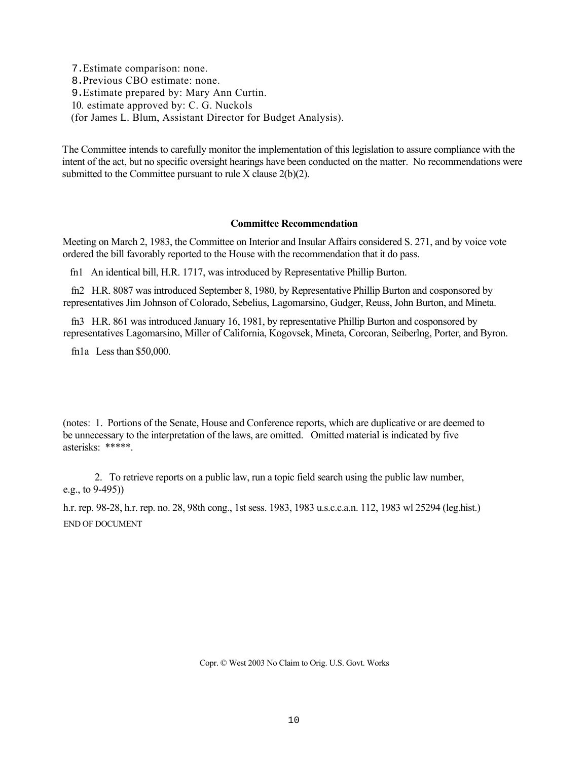7. Estimate comparison: none.
8. Previous CBO estimate: none.
9. Estimate prepared by: Mary Ann Curtin.
10. estimate approved by: C. G. Nuckols
(for James L. Blum, Assistant Director for Budget Analysis).

The Committee intends to carefully monitor the implementation of this legislation to assure compliance with the intent of the act, but no specific oversight hearings have been conducted on the matter. No recommendations were submitted to the Committee pursuant to rule X clause 2(b)(2).

**Committee Recommendation**

Meeting on March 2, 1983, the Committee on Interior and Insular Affairs considered S. 271, and by voice vote ordered the bill favorably reported to the House with the recommendation that it do pass.

fn1 An identical bill, H.R. 1717, was introduced by Representative Phillip Burton.

fn2 H.R. 8087 was introduced September 8, 1980, by Representative Phillip Burton and cosponsored by representatives Jim Johnson of Colorado, Sebelius, Lagomarsino, Gudger, Reuss, John Burton, and Mineta.

fn3 H.R. 861 was introduced January 16, 1981, by representative Phillip Burton and cosponsored by representatives Lagomarsino, Miller of California, Kogovsek, Mineta, Corcoran, Seiberlng, Porter, and Byron.

fn1a Less than $50,000.

(notes: 1. Portions of the Senate, House and Conference reports, which are duplicative or are deemed to be unnecessary to the interpretation of the laws, are omitted. Omitted material is indicated by five asterisks: *****.

2. To retrieve reports on a public law, run a topic field search using the public law number, e.g., to 9-495))

h.r. rep. 98-28, h.r. rep. no. 28, 98th cong., 1st sess. 1983, 1983 u.s.c.c.a.n. 112, 1983 wl 25294 (leg.hist.)

END OF DOCUMENT

Copr. © West 2003 No Claim to Orig. U.S. Govt. Works